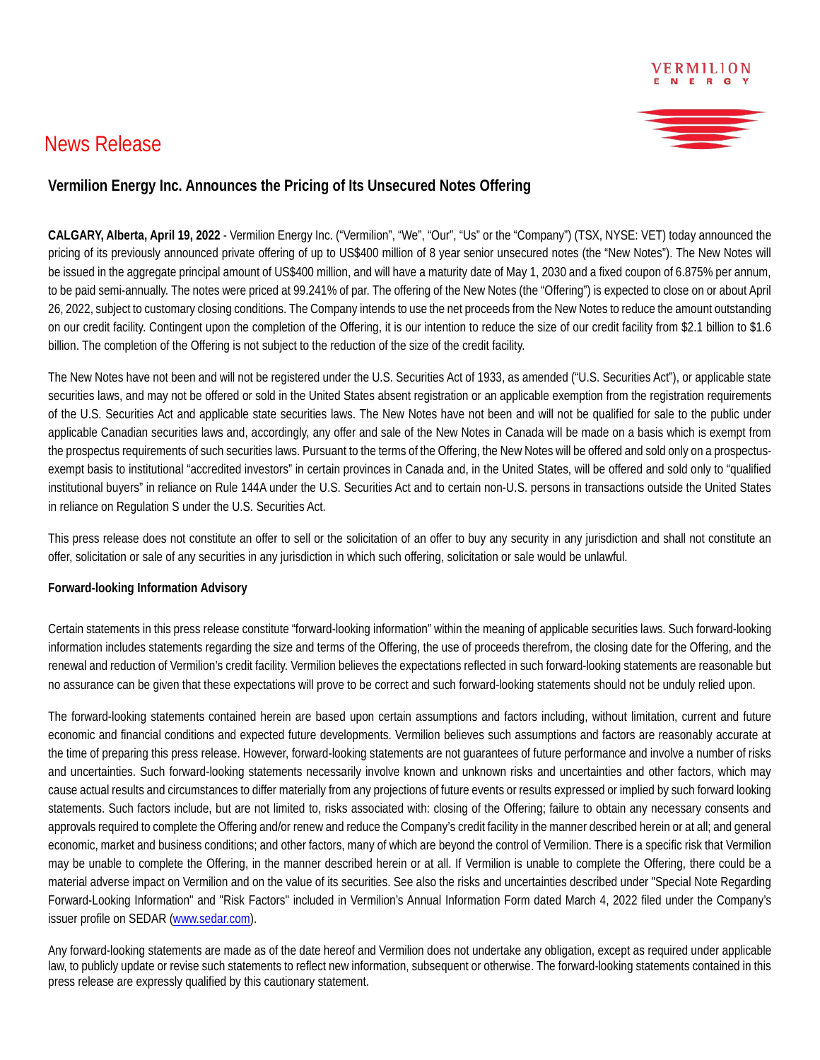VERMILION ENERGY

# News Release

## Vermilion Energy Inc. Announces the Pricing of Its Unsecured Notes Offering

**CALGARY, Alberta, April 19, 2022** - Vermilion Energy Inc. ("Vermilion", "We", "Our", "Us" or the "Company") (TSX, NYSE: VET) today announced the pricing of its previously announced private offering of up to US$400 million of 8 year senior unsecured notes (the "New Notes"). The New Notes will be issued in the aggregate principal amount of US$400 million, and will have a maturity date of May 1, 2030 and a fixed coupon of 6.875% per annum, to be paid semi-annually. The notes were priced at 99.241% of par. The offering of the New Notes (the "Offering") is expected to close on or about April 26, 2022, subject to customary closing conditions. The Company intends to use the net proceeds from the New Notes to reduce the amount outstanding on our credit facility. Contingent upon the completion of the Offering, it is our intention to reduce the size of our credit facility from $2.1 billion to $1.6 billion. The completion of the Offering is not subject to the reduction of the size of the credit facility.

The New Notes have not been and will not be registered under the U.S. Securities Act of 1933, as amended ("U.S. Securities Act"), or applicable state securities laws, and may not be offered or sold in the United States absent registration or an applicable exemption from the registration requirements of the U.S. Securities Act and applicable state securities laws. The New Notes have not been and will not be qualified for sale to the public under applicable Canadian securities laws and, accordingly, any offer and sale of the New Notes in Canada will be made on a basis which is exempt from the prospectus requirements of such securities laws. Pursuant to the terms of the Offering, the New Notes will be offered and sold only on a prospectus-exempt basis to institutional "accredited investors" in certain provinces in Canada and, in the United States, will be offered and sold only to "qualified institutional buyers" in reliance on Rule 144A under the U.S. Securities Act and to certain non-U.S. persons in transactions outside the United States in reliance on Regulation S under the U.S. Securities Act.

This press release does not constitute an offer to sell or the solicitation of an offer to buy any security in any jurisdiction and shall not constitute an offer, solicitation or sale of any securities in any jurisdiction in which such offering, solicitation or sale would be unlawful.

**Forward-looking Information Advisory**

Certain statements in this press release constitute "forward-looking information" within the meaning of applicable securities laws. Such forward-looking information includes statements regarding the size and terms of the Offering, the use of proceeds therefrom, the closing date for the Offering, and the renewal and reduction of Vermilion's credit facility. Vermilion believes the expectations reflected in such forward-looking statements are reasonable but no assurance can be given that these expectations will prove to be correct and such forward-looking statements should not be unduly relied upon.

The forward-looking statements contained herein are based upon certain assumptions and factors including, without limitation, current and future economic and financial conditions and expected future developments. Vermilion believes such assumptions and factors are reasonably accurate at the time of preparing this press release. However, forward-looking statements are not guarantees of future performance and involve a number of risks and uncertainties. Such forward-looking statements necessarily involve known and unknown risks and uncertainties and other factors, which may cause actual results and circumstances to differ materially from any projections of future events or results expressed or implied by such forward looking statements. Such factors include, but are not limited to, risks associated with: closing of the Offering; failure to obtain any necessary consents and approvals required to complete the Offering and/or renew and reduce the Company's credit facility in the manner described herein or at all; and general economic, market and business conditions; and other factors, many of which are beyond the control of Vermilion. There is a specific risk that Vermilion may be unable to complete the Offering, in the manner described herein or at all. If Vermilion is unable to complete the Offering, there could be a material adverse impact on Vermilion and on the value of its securities. See also the risks and uncertainties described under "Special Note Regarding Forward-Looking Information" and "Risk Factors" included in Vermilion's Annual Information Form dated March 4, 2022 filed under the Company's issuer profile on SEDAR (www.sedar.com).

Any forward-looking statements are made as of the date hereof and Vermilion does not undertake any obligation, except as required under applicable law, to publicly update or revise such statements to reflect new information, subsequent or otherwise. The forward-looking statements contained in this press release are expressly qualified by this cautionary statement.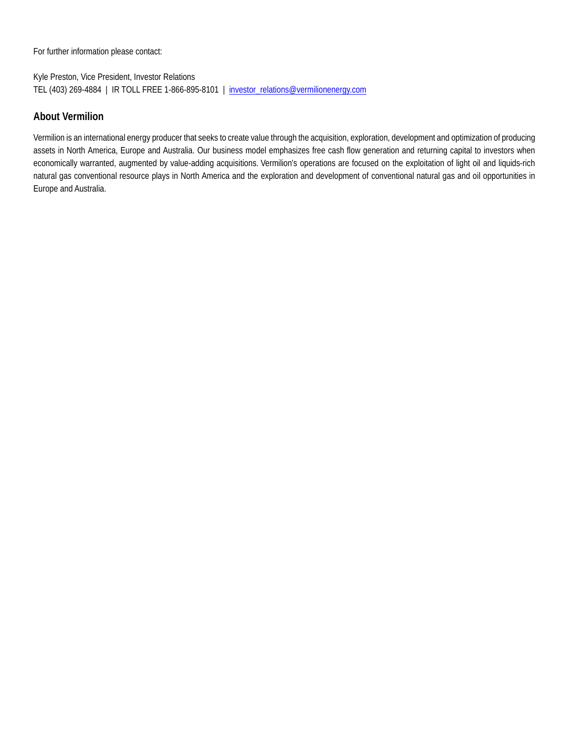For further information please contact:

Kyle Preston, Vice President, Investor Relations
TEL (403) 269-4884 | IR TOLL FREE 1-866-895-8101 | investor_relations@vermilionenergy.com

## About Vermilion

Vermilion is an international energy producer that seeks to create value through the acquisition, exploration, development and optimization of producing assets in North America, Europe and Australia. Our business model emphasizes free cash flow generation and returning capital to investors when economically warranted, augmented by value-adding acquisitions. Vermilion's operations are focused on the exploitation of light oil and liquids-rich natural gas conventional resource plays in North America and the exploration and development of conventional natural gas and oil opportunities in Europe and Australia.